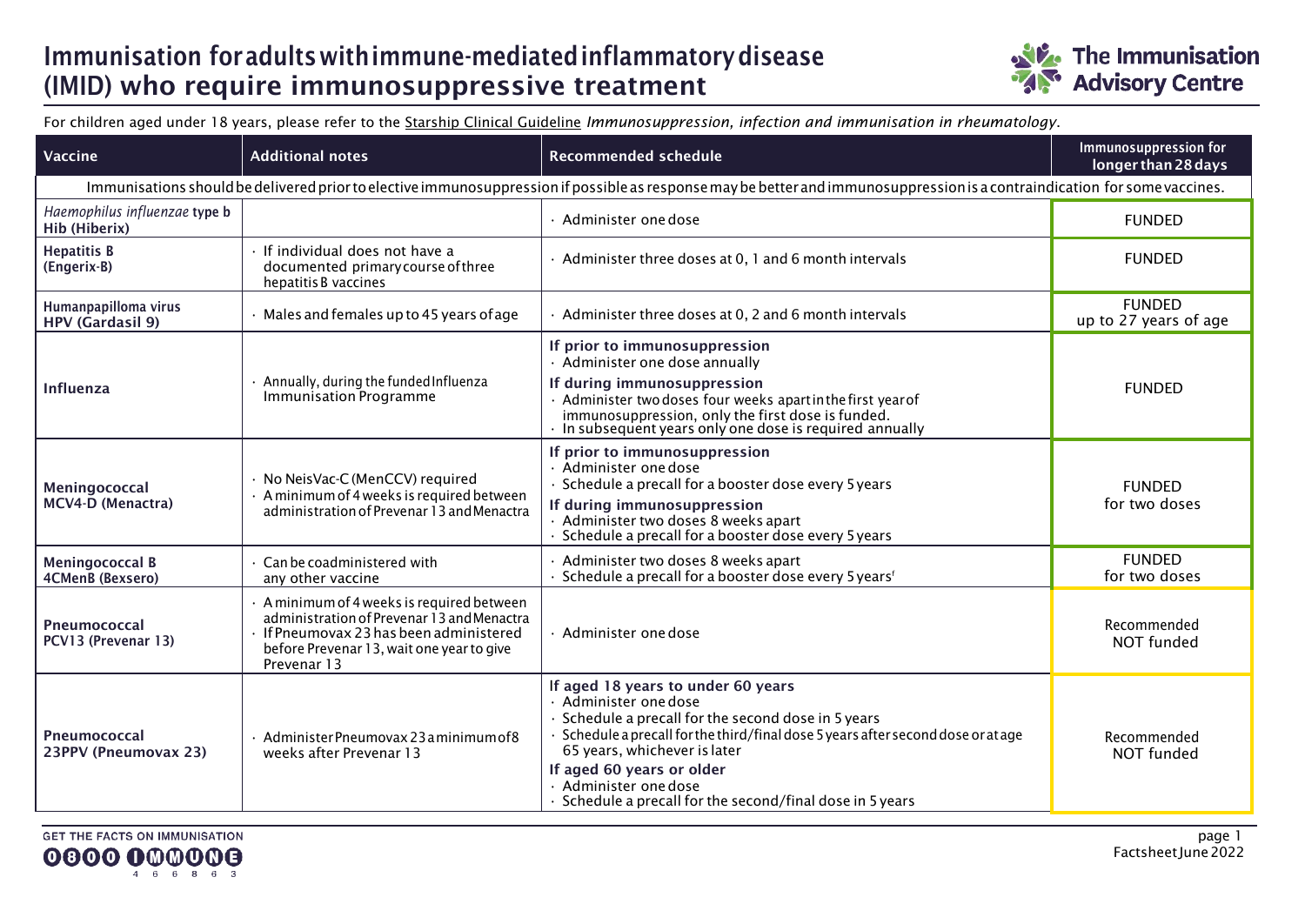# Immunisation for adults with immune-mediated inflammatory disease (IMID) who require immunosuppressive treatment

The Immunisation Advisory Centre

For children aged under 18 years, please refer to the Starship Clinical Guideline *Immunosuppression, infection and immunisation in rheumatology*.

| Vaccine | Additional notes | Recommended schedule | Immunosuppression for longer than 28 days |
|---|---|---|---|
| Immunisations should be delivered prior to elective immunosuppression if possible as response may be better and immunosuppression is a contraindication for some vaccines. | | | |
| *Haemophilus influenzae* type b **Hib (Hiberix)** | | · Administer one dose | FUNDED |
| **Hepatitis B (Engerix-B)** | · If individual does not have a documented primary course of three hepatitis B vaccines | · Administer three doses at 0, 1 and 6 month intervals | FUNDED |
| **Humanpapilloma virus HPV (Gardasil 9)** | · Males and females up to 45 years of age | · Administer three doses at 0, 2 and 6 month intervals | FUNDED up to 27 years of age |
| **Influenza** | · Annually, during the funded Influenza Immunisation Programme | **If prior to immunosuppression** · Administer one dose annually **If during immunosuppression** · Administer two doses four weeks apart in the first year of immunosuppression, only the first dose is funded. · In subsequent years only one dose is required annually | FUNDED |
| **Meningococcal MCV4-D (Menactra)** | · No NeisVac-C (MenCCV) required · A minimum of 4 weeks is required between administration of Prevenar 13 and Menactra | **If prior to immunosuppression** · Administer one dose · Schedule a precall for a booster dose every 5 years **If during immunosuppression** · Administer two doses 8 weeks apart · Schedule a precall for a booster dose every 5 years | FUNDED for two doses |
| **Meningococcal B 4CMenB (Bexsero)** | · Can be coadministered with any other vaccine | · Administer two doses 8 weeks apart · Schedule a precall for a booster dose every 5 years[f] | FUNDED for two doses |
| **Pneumococcal PCV13 (Prevenar 13)** | · A minimum of 4 weeks is required between administration of Prevenar 13 and Menactra · If Pneumovax 23 has been administered before Prevenar 13, wait one year to give Prevenar 13 | · Administer one dose | Recommended NOT funded |
| **Pneumococcal 23PPV (Pneumovax 23)** | · Administer Pneumovax 23 a minimum of 8 weeks after Prevenar 13 | **If aged 18 years to under 60 years** · Administer one dose · Schedule a precall for the second dose in 5 years · Schedule a precall for the third/final dose 5 years after second dose or at age 65 years, whichever is later **If aged 60 years or older** · Administer one dose · Schedule a precall for the second/final dose in 5 years | Recommended NOT funded |

GET THE FACTS ON IMMUNISATION 0800 IMMUNE 466 863

Factsheet June 2022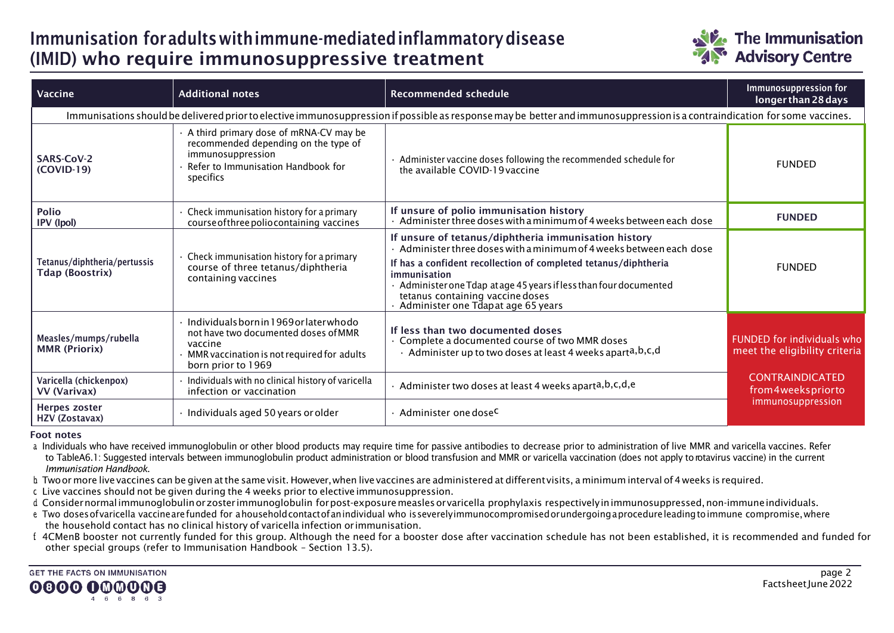# Immunisation for adults with immune-mediated inflammatory disease (IMID) who require immunosuppressive treatment

| Vaccine | Additional notes | Recommended schedule | Immunosuppression for longer than 28 days |
|---|---|---|---|
| Immunisations should be delivered prior to elective immunosuppression if possible as response may be better and immunosuppression is a contraindication for some vaccines. | | | |
| **SARS-CoV-2 (COVID-19)** | · A third primary dose of mRNA-CV may be recommended depending on the type of immunosuppression<br>· Refer to Immunisation Handbook for specifics | · Administer vaccine doses following the recommended schedule for the available COVID-19 vaccine | FUNDED |
| **Polio IPV (Ipol)** | · Check immunisation history for a primary course of three polio containing vaccines | **If unsure of polio immunisation history**<br>· Administer three doses with a minimum of 4 weeks between each dose | **FUNDED** |
| Tetanus/diphtheria/pertussis **Tdap (Boostrix)** | · Check immunisation history for a primary course of three tetanus/diphtheria containing vaccines | **If unsure of tetanus/diphtheria immunisation history**<br>· Administer three doses with a minimum of 4 weeks between each dose<br>**If has a confident recollection of completed tetanus/diphtheria immunisation**<br>· Administer one Tdap at age 45 years if less than four documented tetanus containing vaccine doses<br>· Administer one Tdap at age 65 years | FUNDED |
| Measles/mumps/rubella **MMR (Priorix)** | · Individuals born in 1969 or later who do not have two documented doses of MMR vaccine<br>· MMR vaccination is not required for adults born prior to 1969 | **If less than two documented doses**<br>· Complete a documented course of two MMR doses<br>· Administer up to two doses at least 4 weeks apart[a,b,c,d] | FUNDED for individuals who meet the eligibility criteria<br><br>CONTRAINDICATED from 4 weeks prior to immunosuppression |
| Varicella (chickenpox) **VV (Varivax)** | · Individuals with no clinical history of varicella infection or vaccination | · Administer two doses at least 4 weeks apart[a,b,c,d,e] | |
| **Herpes zoster HZV (Zostavax)** | · Individuals aged 50 years or older | · Administer one dose[c] | |

**Foot notes**

a Individuals who have received immunoglobulin or other blood products may require time for passive antibodies to decrease prior to administration of live MMR and varicella vaccines. Refer to TableA6.1: Suggested intervals between immunoglobulin product administration or blood transfusion and MMR or varicella vaccination (does not apply to rotavirus vaccine) in the current *Immunisation Handbook*.

b Two or more live vaccines can be given at the same visit. However, when live vaccines are administered at different visits, a minimum interval of 4 weeks is required.

c Live vaccines should not be given during the 4 weeks prior to elective immunosuppression.

d Consider normal immunoglobulin or zoster immunoglobulin for post-exposure measles or varicella prophylaxis respectively in immunosuppressed, non-immune individuals.

e Two doses of varicella vaccine are funded for a household contact of an individual who is severely immunocompromised or undergoing a procedure leading to immune compromise, where the household contact has no clinical history of varicella infection or immunisation.

f 4CMenB booster not currently funded for this group. Although the need for a booster dose after vaccination schedule has not been established, it is recommended and funded for other special groups (refer to Immunisation Handbook – Section 13.5).

GET THE FACTS ON IMMUNISATION 0800 IMMUNE 466863

Factsheet June 2022